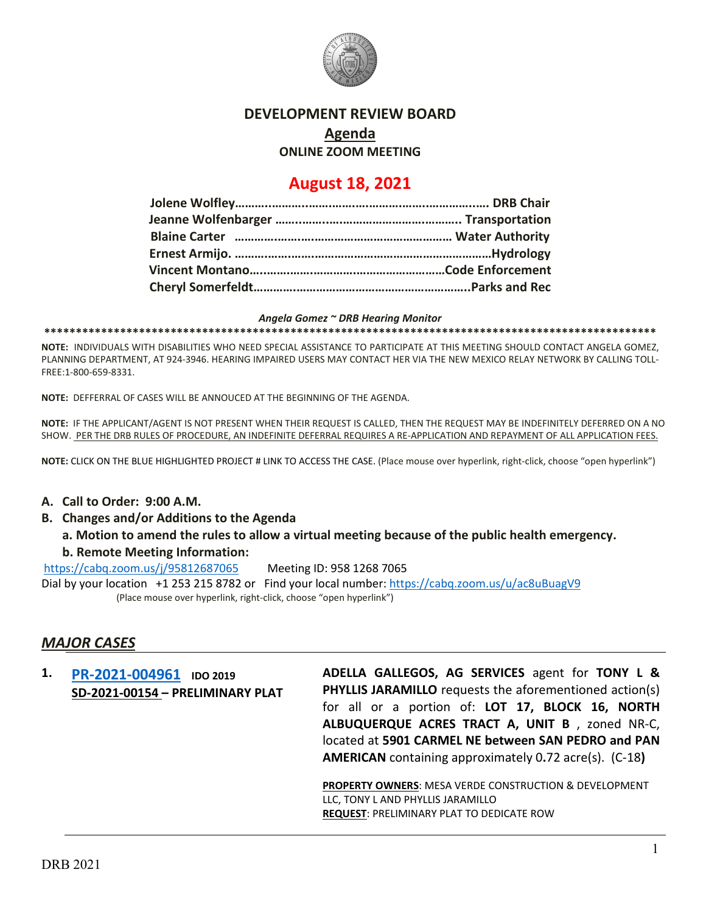# DEVELOPMENT REVIEW BOARD

## Agenda

### ONLINE ZOOM MEETING

## August 18, 2021

**Jolene Wolfley……………………………………………………………. DRB Chair**
**Jeanne Wolfenbarger ……………………………………………….. Transportation**
**Blaine Carter ………………………………………………………… Water Authority**
**Ernest Armijo. ……………………………………………………………Hydrology**
**Vincent Montano……………………………………………………Code Enforcement**
**Cheryl Somerfeldt……………………………………………………..Parks and Rec**

***Angela Gomez ~ DRB Hearing Monitor***

**\*\*\*\*\*\*\*\*\*\*\*\*\*\*\*\*\*\*\*\*\*\*\*\*\*\*\*\*\*\*\*\*\*\*\*\*\*\*\*\*\*\*\*\*\*\*\*\*\*\*\*\*\*\*\*\*\*\*\*\*\*\*\*\*\*\*\*\*\*\*\*\*\*\*\*\*\*\*\*\*\*\*\*\*\*\*\*\*\*\*\*\*\*\*\*\*\*\*\*\***

**NOTE:** INDIVIDUALS WITH DISABILITIES WHO NEED SPECIAL ASSISTANCE TO PARTICIPATE AT THIS MEETING SHOULD CONTACT ANGELA GOMEZ, PLANNING DEPARTMENT, AT 924-3946. HEARING IMPAIRED USERS MAY CONTACT HER VIA THE NEW MEXICO RELAY NETWORK BY CALLING TOLL-FREE:1-800-659-8331.

**NOTE:** DEFFERRAL OF CASES WILL BE ANNOUCED AT THE BEGINNING OF THE AGENDA.

**NOTE:** IF THE APPLICANT/AGENT IS NOT PRESENT WHEN THEIR REQUEST IS CALLED, THEN THE REQUEST MAY BE INDEFINITELY DEFERRED ON A NO SHOW. PER THE DRB RULES OF PROCEDURE, AN INDEFINITE DEFERRAL REQUIRES A RE-APPLICATION AND REPAYMENT OF ALL APPLICATION FEES.

**NOTE:** CLICK ON THE BLUE HIGHLIGHTED PROJECT # LINK TO ACCESS THE CASE. (Place mouse over hyperlink, right-click, choose "open hyperlink")

**A. Call to Order: 9:00 A.M.**

**B. Changes and/or Additions to the Agenda**

**a. Motion to amend the rules to allow a virtual meeting because of the public health emergency.**

**b. Remote Meeting Information:**

https://cabq.zoom.us/j/95812687065 Meeting ID: 958 1268 7065

Dial by your location +1 253 215 8782 or Find your local number: https://cabq.zoom.us/u/ac8uBuagV9

(Place mouse over hyperlink, right-click, choose "open hyperlink")

## *MAJOR CASES*

**1. PR-2021-004961** **IDO 2019**
**SD-2021-00154 – PRELIMINARY PLAT**

**ADELLA GALLEGOS, AG SERVICES** agent for **TONY L & PHYLLIS JARAMILLO** requests the aforementioned action(s) for all or a portion of: **LOT 17, BLOCK 16, NORTH ALBUQUERQUE ACRES TRACT A, UNIT B** , zoned NR-C, located at **5901 CARMEL NE between SAN PEDRO and PAN AMERICAN** containing approximately 0.72 acre(s). (C-18**)**

**PROPERTY OWNERS**: MESA VERDE CONSTRUCTION & DEVELOPMENT LLC, TONY L AND PHYLLIS JARAMILLO
**REQUEST**: PRELIMINARY PLAT TO DEDICATE ROW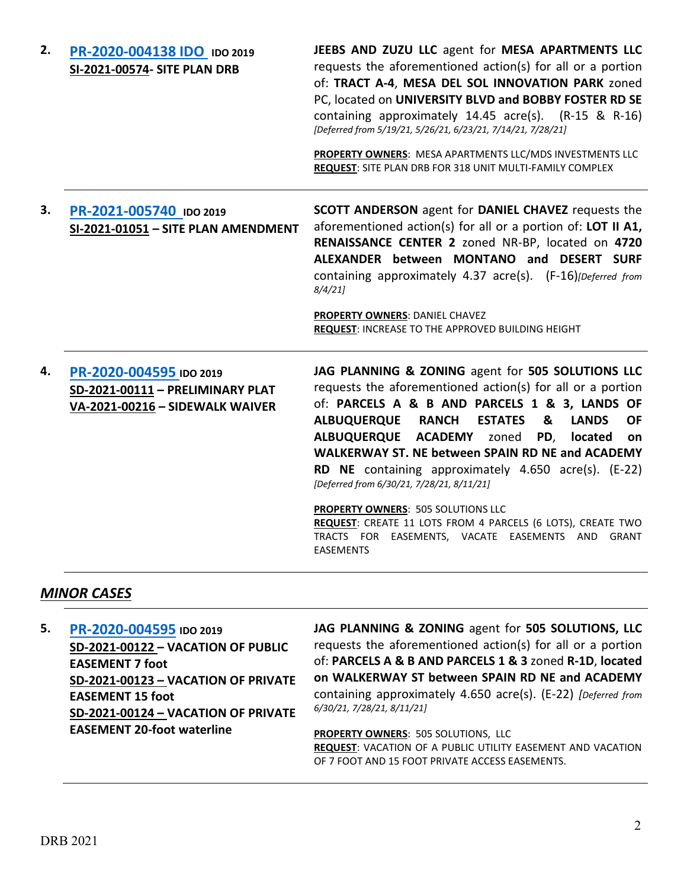2. **PR-2020-004138 IDO** **IDO 2019**
**SI-2021-00574- SITE PLAN DRB**

**JEEBS AND ZUZU LLC** agent for **MESA APARTMENTS LLC** requests the aforementioned action(s) for all or a portion of: **TRACT A-4**, **MESA DEL SOL INNOVATION PARK** zoned PC, located on **UNIVERSITY BLVD and BOBBY FOSTER RD SE** containing approximately 14.45 acre(s). (R-15 & R-16) *[Deferred from 5/19/21, 5/26/21, 6/23/21, 7/14/21, 7/28/21]*

**PROPERTY OWNERS**: MESA APARTMENTS LLC/MDS INVESTMENTS LLC
**REQUEST**: SITE PLAN DRB FOR 318 UNIT MULTI-FAMILY COMPLEX

---

3. **PR-2021-005740** **IDO 2019**
**SI-2021-01051 – SITE PLAN AMENDMENT**

**SCOTT ANDERSON** agent for **DANIEL CHAVEZ** requests the aforementioned action(s) for all or a portion of: **LOT II A1, RENAISSANCE CENTER 2** zoned NR-BP, located on **4720 ALEXANDER between MONTANO and DESERT SURF** containing approximately 4.37 acre(s). (F-16)*[Deferred from 8/4/21]*

**PROPERTY OWNERS**: DANIEL CHAVEZ
**REQUEST**: INCREASE TO THE APPROVED BUILDING HEIGHT

---

4. **PR-2020-004595** **IDO 2019**
**SD-2021-00111 – PRELIMINARY PLAT**
**VA-2021-00216 – SIDEWALK WAIVER**

**JAG PLANNING & ZONING** agent for **505 SOLUTIONS LLC** requests the aforementioned action(s) for all or a portion of: **PARCELS A & B AND PARCELS 1 & 3, LANDS OF ALBUQUERQUE RANCH ESTATES & LANDS OF ALBUQUERQUE ACADEMY** zoned **PD**, **located on WALKERWAY ST. NE between SPAIN RD NE and ACADEMY RD NE** containing approximately 4.650 acre(s). (E-22) *[Deferred from 6/30/21, 7/28/21, 8/11/21]*

**PROPERTY OWNERS**: 505 SOLUTIONS LLC
**REQUEST**: CREATE 11 LOTS FROM 4 PARCELS (6 LOTS), CREATE TWO TRACTS FOR EASEMENTS, VACATE EASEMENTS AND GRANT EASEMENTS

---

## *MINOR CASES*

5. **PR-2020-004595** **IDO 2019**
**SD-2021-00122 – VACATION OF PUBLIC EASEMENT 7 foot**
**SD-2021-00123 – VACATION OF PRIVATE EASEMENT 15 foot**
**SD-2021-00124 – VACATION OF PRIVATE EASEMENT 20-foot waterline**

**JAG PLANNING & ZONING** agent for **505 SOLUTIONS, LLC** requests the aforementioned action(s) for all or a portion of: **PARCELS A & B AND PARCELS 1 & 3** zoned **R-1D**, **located on WALKERWAY ST between SPAIN RD NE and ACADEMY** containing approximately 4.650 acre(s). (E-22) *[Deferred from 6/30/21, 7/28/21, 8/11/21]*

**PROPERTY OWNERS**: 505 SOLUTIONS, LLC
**REQUEST**: VACATION OF A PUBLIC UTILITY EASEMENT AND VACATION OF 7 FOOT AND 15 FOOT PRIVATE ACCESS EASEMENTS.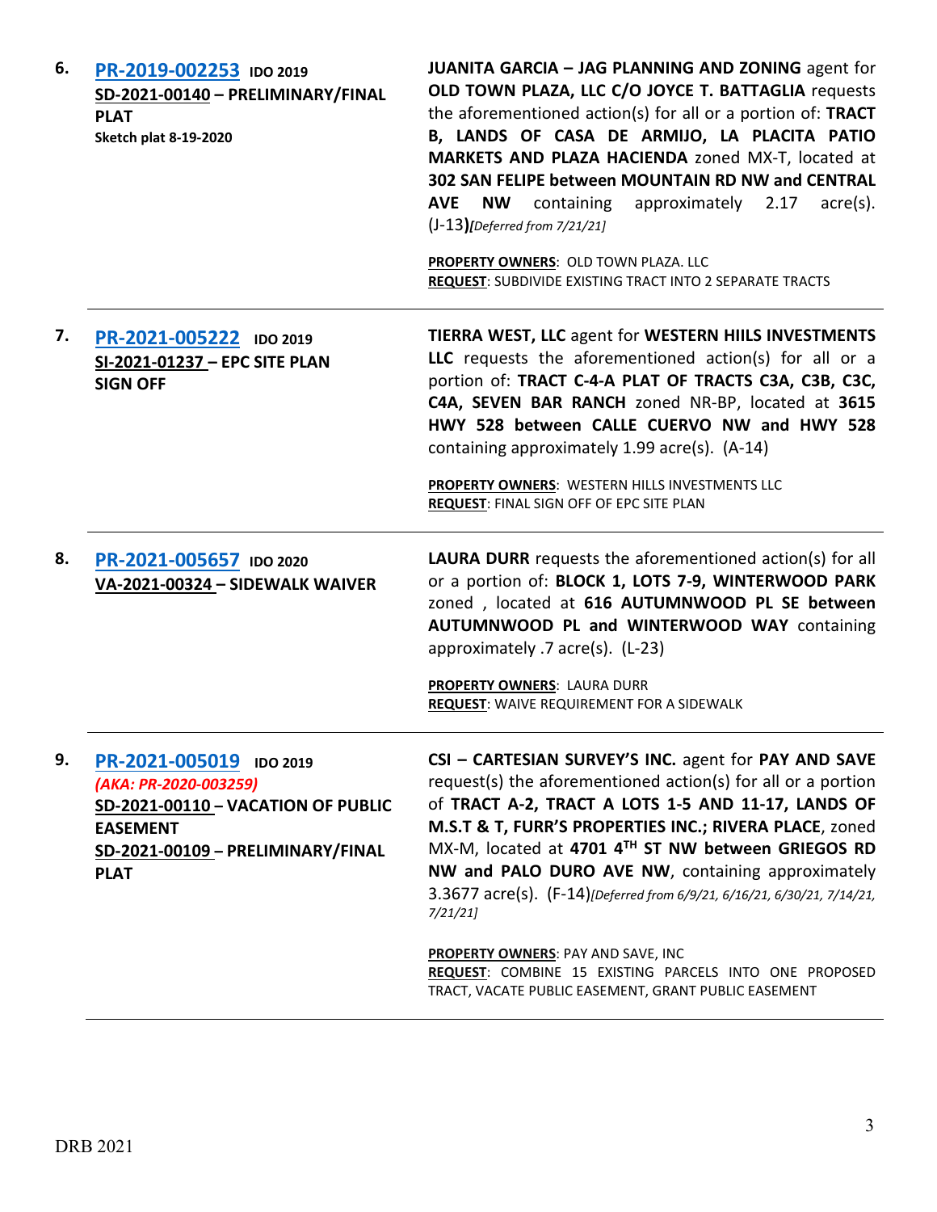6. **PR-2019-002253** **IDO 2019**
**SD-2021-00140 – PRELIMINARY/FINAL PLAT**
**Sketch plat 8-19-2020**

**JUANITA GARCIA – JAG PLANNING AND ZONING** agent for **OLD TOWN PLAZA, LLC C/O JOYCE T. BATTAGLIA** requests the aforementioned action(s) for all or a portion of: **TRACT B, LANDS OF CASA DE ARMIJO, LA PLACITA PATIO MARKETS AND PLAZA HACIENDA** zoned MX-T, located at **302 SAN FELIPE between MOUNTAIN RD NW and CENTRAL AVE NW** containing approximately 2.17 acre(s). (J-13)*[Deferred from 7/21/21]*

**PROPERTY OWNERS**: OLD TOWN PLAZA. LLC
**REQUEST**: SUBDIVIDE EXISTING TRACT INTO 2 SEPARATE TRACTS

---

7. **PR-2021-005222** **IDO 2019**
**SI-2021-01237 – EPC SITE PLAN SIGN OFF**

**TIERRA WEST, LLC** agent for **WESTERN HIILS INVESTMENTS LLC** requests the aforementioned action(s) for all or a portion of: **TRACT C-4-A PLAT OF TRACTS C3A, C3B, C3C, C4A, SEVEN BAR RANCH** zoned NR-BP, located at **3615 HWY 528 between CALLE CUERVO NW and HWY 528** containing approximately 1.99 acre(s). (A-14)

**PROPERTY OWNERS**: WESTERN HILLS INVESTMENTS LLC
**REQUEST**: FINAL SIGN OFF OF EPC SITE PLAN

---

8. **PR-2021-005657** **IDO 2020**
**VA-2021-00324 – SIDEWALK WAIVER**

**LAURA DURR** requests the aforementioned action(s) for all or a portion of: **BLOCK 1, LOTS 7-9, WINTERWOOD PARK** zoned , located at **616 AUTUMNWOOD PL SE between AUTUMNWOOD PL and WINTERWOOD WAY** containing approximately .7 acre(s). (L-23)

**PROPERTY OWNERS**: LAURA DURR
**REQUEST**: WAIVE REQUIREMENT FOR A SIDEWALK

---

9. **PR-2021-005019** **IDO 2019**
*(AKA: PR-2020-003259)*
**SD-2021-00110 – VACATION OF PUBLIC EASEMENT**
**SD-2021-00109 – PRELIMINARY/FINAL PLAT**

**CSI – CARTESIAN SURVEY'S INC.** agent for **PAY AND SAVE** request(s) the aforementioned action(s) for all or a portion of **TRACT A-2, TRACT A LOTS 1-5 AND 11-17, LANDS OF M.S.T & T, FURR'S PROPERTIES INC.; RIVERA PLACE**, zoned MX-M, located at **4701 4TH ST NW between GRIEGOS RD NW and PALO DURO AVE NW**, containing approximately 3.3677 acre(s). (F-14)*[Deferred from 6/9/21, 6/16/21, 6/30/21, 7/14/21, 7/21/21]*

**PROPERTY OWNERS**: PAY AND SAVE, INC
**REQUEST**: COMBINE 15 EXISTING PARCELS INTO ONE PROPOSED TRACT, VACATE PUBLIC EASEMENT, GRANT PUBLIC EASEMENT

---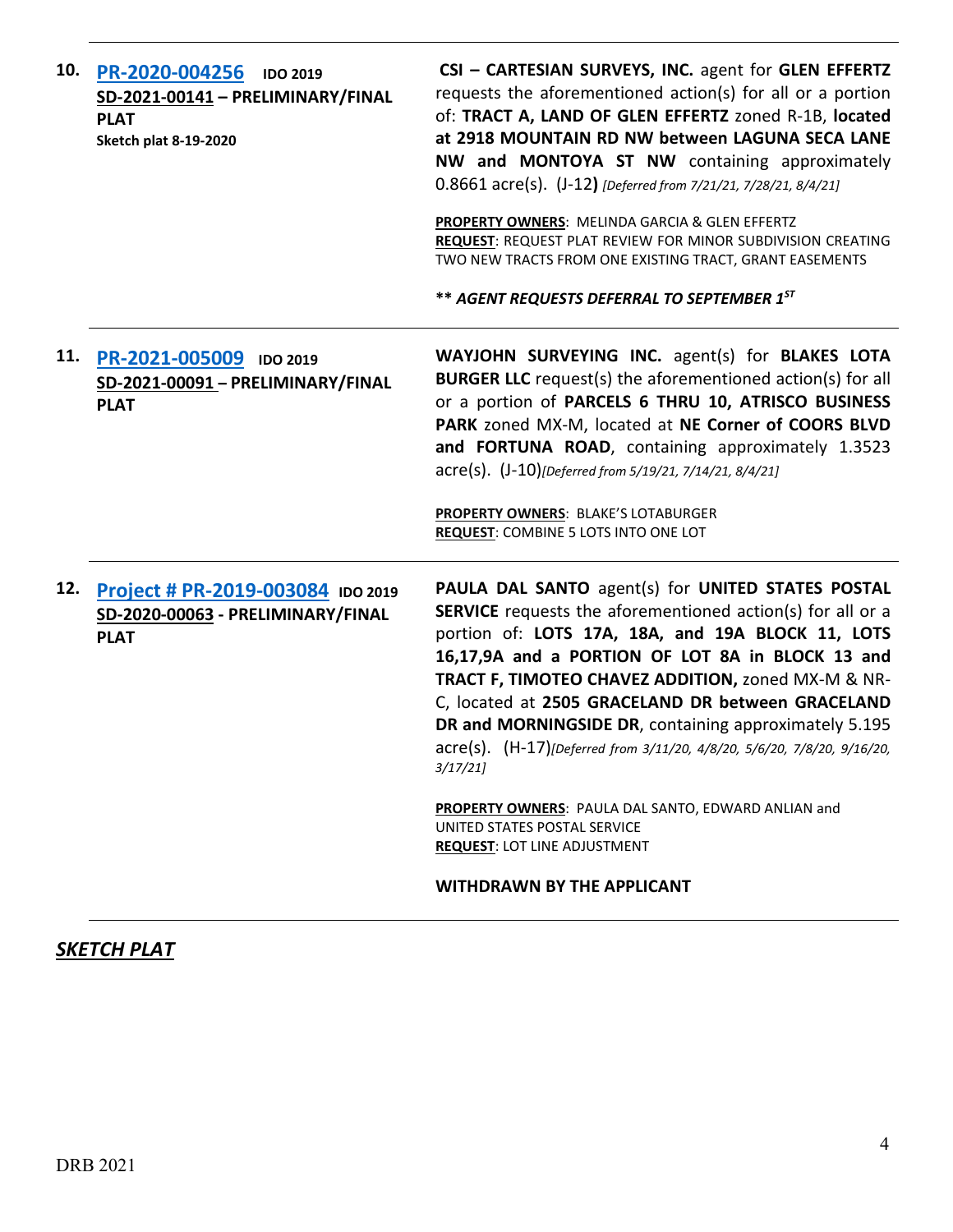10. **[PR-2020-004256](#)** **IDO 2019**
**SD-2021-00141 – PRELIMINARY/FINAL PLAT**
**Sketch plat 8-19-2020**

**CSI – CARTESIAN SURVEYS, INC.** agent for **GLEN EFFERTZ** requests the aforementioned action(s) for all or a portion of: **TRACT A, LAND OF GLEN EFFERTZ** zoned R-1B, **located at 2918 MOUNTAIN RD NW between LAGUNA SECA LANE NW and MONTOYA ST NW** containing approximately 0.8661 acre(s). (J-12**)** *[Deferred from 7/21/21, 7/28/21, 8/4/21]*

**PROPERTY OWNERS**: MELINDA GARCIA & GLEN EFFERTZ
**REQUEST**: REQUEST PLAT REVIEW FOR MINOR SUBDIVISION CREATING TWO NEW TRACTS FROM ONE EXISTING TRACT, GRANT EASEMENTS

**\*\* *AGENT REQUESTS DEFERRAL TO SEPTEMBER 1ST***

---

11. **[PR-2021-005009](#)** **IDO 2019**
**SD-2021-00091 – PRELIMINARY/FINAL PLAT**

**WAYJOHN SURVEYING INC.** agent(s) for **BLAKES LOTA BURGER LLC** request(s) the aforementioned action(s) for all or a portion of **PARCELS 6 THRU 10, ATRISCO BUSINESS PARK** zoned MX-M, located at **NE Corner of COORS BLVD and FORTUNA ROAD**, containing approximately 1.3523 acre(s). (J-10)*[Deferred from 5/19/21, 7/14/21, 8/4/21]*

**PROPERTY OWNERS**: BLAKE'S LOTABURGER
**REQUEST**: COMBINE 5 LOTS INTO ONE LOT

---

12. **[Project # PR-2019-003084](#)** **IDO 2019**
**SD-2020-00063 - PRELIMINARY/FINAL PLAT**

**PAULA DAL SANTO** agent(s) for **UNITED STATES POSTAL SERVICE** requests the aforementioned action(s) for all or a portion of: **LOTS 17A, 18A, and 19A BLOCK 11, LOTS 16,17,9A and a PORTION OF LOT 8A in BLOCK 13 and TRACT F, TIMOTEO CHAVEZ ADDITION,** zoned MX-M & NR-C, located at **2505 GRACELAND DR between GRACELAND DR and MORNINGSIDE DR**, containing approximately 5.195 acre(s). (H-17)*[Deferred from 3/11/20, 4/8/20, 5/6/20, 7/8/20, 9/16/20, 3/17/21]*

**PROPERTY OWNERS**: PAULA DAL SANTO, EDWARD ANLIAN and UNITED STATES POSTAL SERVICE
**REQUEST**: LOT LINE ADJUSTMENT

**WITHDRAWN BY THE APPLICANT**

---

## ***SKETCH PLAT***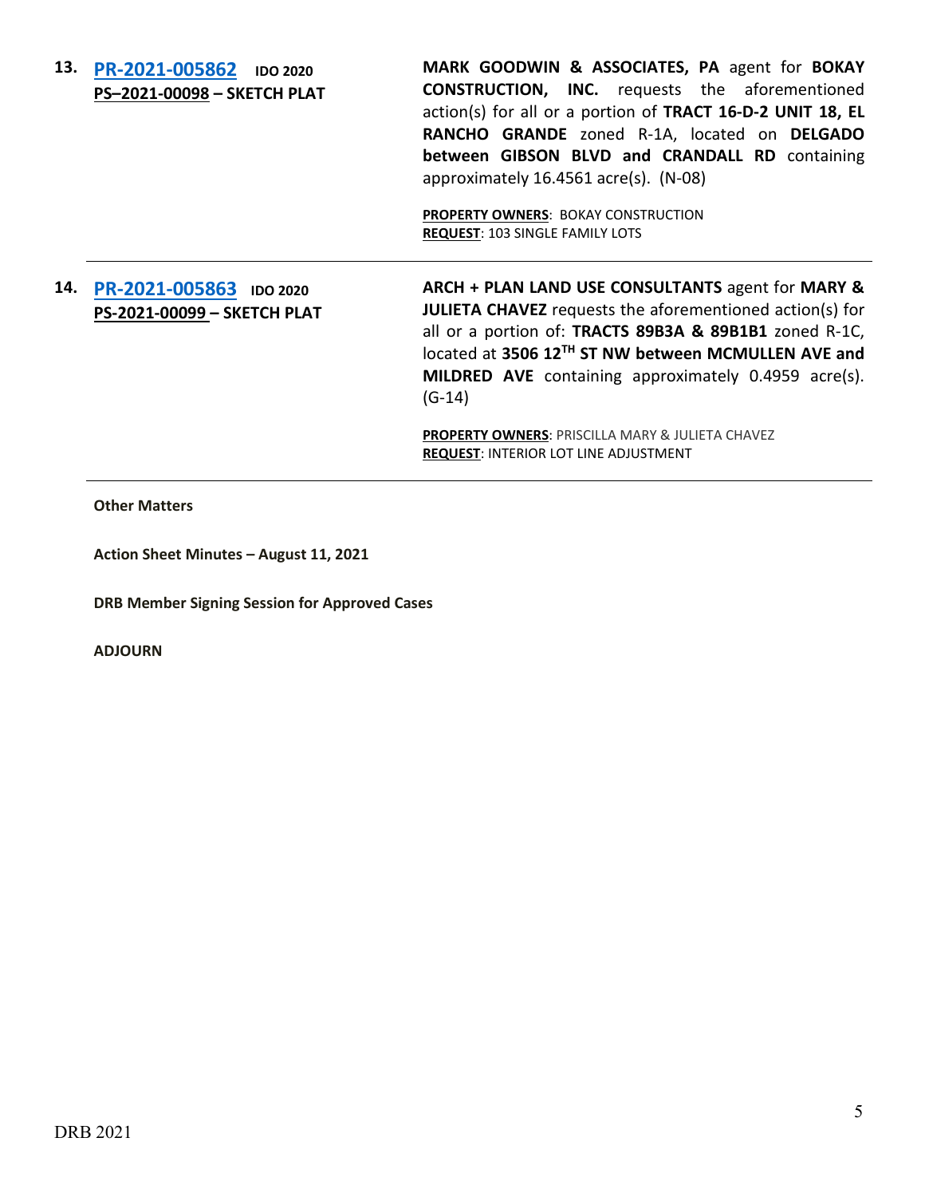**13. PR-2021-005862** **IDO 2020**
**PS–2021-00098 – SKETCH PLAT**

**MARK GOODWIN & ASSOCIATES, PA** agent for **BOKAY CONSTRUCTION, INC.** requests the aforementioned action(s) for all or a portion of **TRACT 16-D-2 UNIT 18, EL RANCHO GRANDE** zoned R-1A, located on **DELGADO between GIBSON BLVD and CRANDALL RD** containing approximately 16.4561 acre(s). (N-08)

**PROPERTY OWNERS**: BOKAY CONSTRUCTION
**REQUEST**: 103 SINGLE FAMILY LOTS

---

**14. PR-2021-005863** **IDO 2020**
**PS-2021-00099 – SKETCH PLAT**

**ARCH + PLAN LAND USE CONSULTANTS** agent for **MARY & JULIETA CHAVEZ** requests the aforementioned action(s) for all or a portion of: **TRACTS 89B3A & 89B1B1** zoned R-1C, located at **3506 12TH ST NW between MCMULLEN AVE and MILDRED AVE** containing approximately 0.4959 acre(s). (G-14)

**PROPERTY OWNERS**: PRISCILLA MARY & JULIETA CHAVEZ
**REQUEST**: INTERIOR LOT LINE ADJUSTMENT

---

**Other Matters**

**Action Sheet Minutes – August 11, 2021**

**DRB Member Signing Session for Approved Cases**

**ADJOURN**